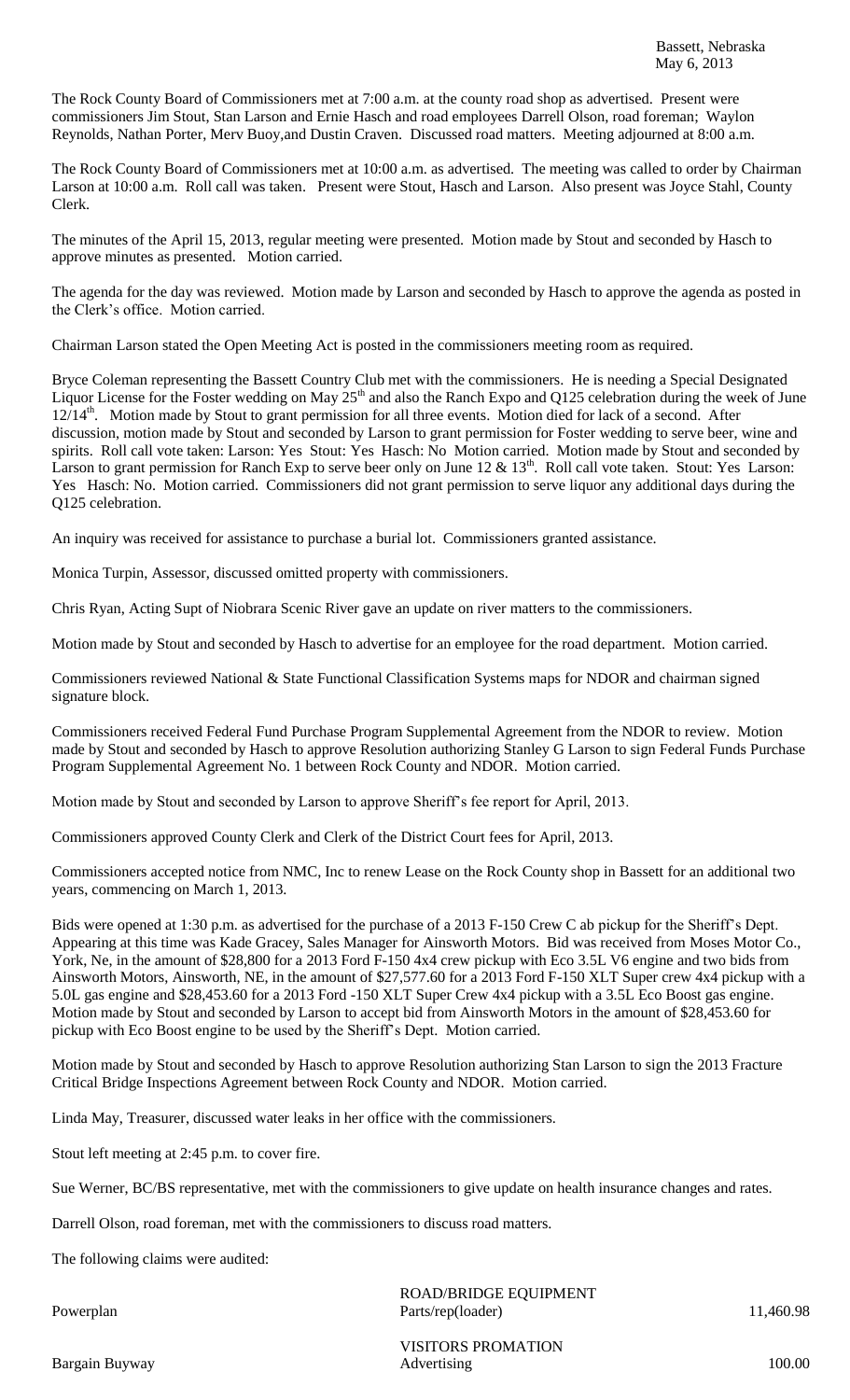Bassett, Nebraska
May 6, 2013

The Rock County Board of Commissioners met at 7:00 a.m. at the county road shop as advertised. Present were commissioners Jim Stout, Stan Larson and Ernie Hasch and road employees Darrell Olson, road foreman; Waylon Reynolds, Nathan Porter, Merv Buoy,and Dustin Craven. Discussed road matters. Meeting adjourned at 8:00 a.m.

The Rock County Board of Commissioners met at 10:00 a.m. as advertised. The meeting was called to order by Chairman Larson at 10:00 a.m. Roll call was taken. Present were Stout, Hasch and Larson. Also present was Joyce Stahl, County Clerk.

The minutes of the April 15, 2013, regular meeting were presented. Motion made by Stout and seconded by Hasch to approve minutes as presented. Motion carried.

The agenda for the day was reviewed. Motion made by Larson and seconded by Hasch to approve the agenda as posted in the Clerk's office. Motion carried.

Chairman Larson stated the Open Meeting Act is posted in the commissioners meeting room as required.

Bryce Coleman representing the Bassett Country Club met with the commissioners. He is needing a Special Designated Liquor License for the Foster wedding on May 25th and also the Ranch Expo and Q125 celebration during the week of June 12/14th. Motion made by Stout to grant permission for all three events. Motion died for lack of a second. After discussion, motion made by Stout and seconded by Larson to grant permission for Foster wedding to serve beer, wine and spirits. Roll call vote taken: Larson: Yes Stout: Yes Hasch: No Motion carried. Motion made by Stout and seconded by Larson to grant permission for Ranch Exp to serve beer only on June 12 & 13th. Roll call vote taken. Stout: Yes Larson: Yes Hasch: No. Motion carried. Commissioners did not grant permission to serve liquor any additional days during the Q125 celebration.

An inquiry was received for assistance to purchase a burial lot. Commissioners granted assistance.

Monica Turpin, Assessor, discussed omitted property with commissioners.

Chris Ryan, Acting Supt of Niobrara Scenic River gave an update on river matters to the commissioners.

Motion made by Stout and seconded by Hasch to advertise for an employee for the road department. Motion carried.

Commissioners reviewed National & State Functional Classification Systems maps for NDOR and chairman signed signature block.

Commissioners received Federal Fund Purchase Program Supplemental Agreement from the NDOR to review. Motion made by Stout and seconded by Hasch to approve Resolution authorizing Stanley G Larson to sign Federal Funds Purchase Program Supplemental Agreement No. 1 between Rock County and NDOR. Motion carried.

Motion made by Stout and seconded by Larson to approve Sheriff's fee report for April, 2013.

Commissioners approved County Clerk and Clerk of the District Court fees for April, 2013.

Commissioners accepted notice from NMC, Inc to renew Lease on the Rock County shop in Bassett for an additional two years, commencing on March 1, 2013.

Bids were opened at 1:30 p.m. as advertised for the purchase of a 2013 F-150 Crew C ab pickup for the Sheriff's Dept. Appearing at this time was Kade Gracey, Sales Manager for Ainsworth Motors. Bid was received from Moses Motor Co., York, Ne, in the amount of $28,800 for a 2013 Ford F-150 4x4 crew pickup with Eco 3.5L V6 engine and two bids from Ainsworth Motors, Ainsworth, NE, in the amount of $27,577.60 for a 2013 Ford F-150 XLT Super crew 4x4 pickup with a 5.0L gas engine and $28,453.60 for a 2013 Ford -150 XLT Super Crew 4x4 pickup with a 3.5L Eco Boost gas engine. Motion made by Stout and seconded by Larson to accept bid from Ainsworth Motors in the amount of $28,453.60 for pickup with Eco Boost engine to be used by the Sheriff's Dept. Motion carried.

Motion made by Stout and seconded by Hasch to approve Resolution authorizing Stan Larson to sign the 2013 Fracture Critical Bridge Inspections Agreement between Rock County and NDOR. Motion carried.

Linda May, Treasurer, discussed water leaks in her office with the commissioners.

Stout left meeting at 2:45 p.m. to cover fire.

Sue Werner, BC/BS representative, met with the commissioners to give update on health insurance changes and rates.

Darrell Olson, road foreman, met with the commissioners to discuss road matters.

The following claims were audited:

ROAD/BRIDGE EQUIPMENT

| | | |
|---|---|---|
| Powerplan | Parts/rep(loader) | 11,460.98 |

VISITORS PROMATION

| | | |
|---|---|---|
| Bargain Buyway | Advertising | 100.00 |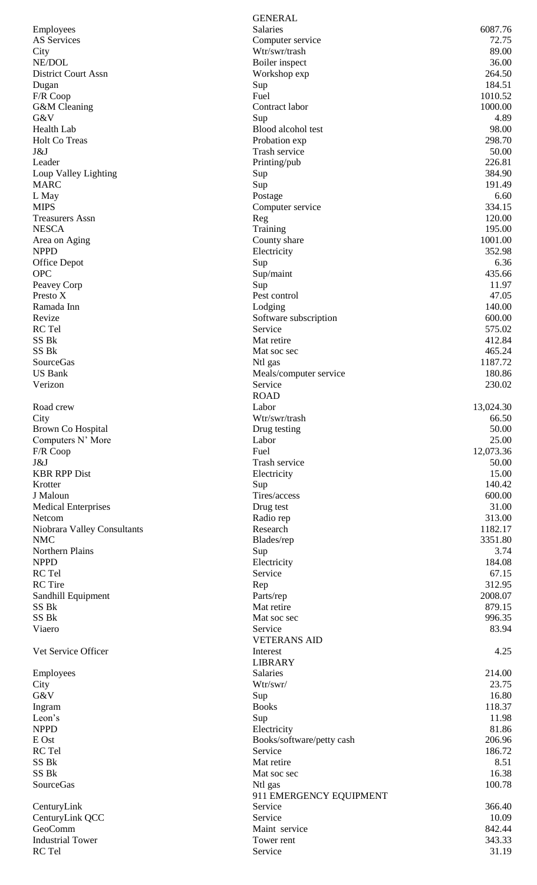## GENERAL

| | | |
|---|---|---|
| Employees | Salaries | 6087.76 |
| AS Services | Computer service | 72.75 |
| City | Wtr/swr/trash | 89.00 |
| NE/DOL | Boiler inspect | 36.00 |
| District Court Assn | Workshop exp | 264.50 |
| Dugan | Sup | 184.51 |
| F/R Coop | Fuel | 1010.52 |
| G&M Cleaning | Contract labor | 1000.00 |
| G&V | Sup | 4.89 |
| Health Lab | Blood alcohol test | 98.00 |
| Holt Co Treas | Probation exp | 298.70 |
| J&J | Trash service | 50.00 |
| Leader | Printing/pub | 226.81 |
| Loup Valley Lighting | Sup | 384.90 |
| MARC | Sup | 191.49 |
| L May | Postage | 6.60 |
| MIPS | Computer service | 334.15 |
| Treasurers Assn | Reg | 120.00 |
| NESCA | Training | 195.00 |
| Area on Aging | County share | 1001.00 |
| NPPD | Electricity | 352.98 |
| Office Depot | Sup | 6.36 |
| OPC | Sup/maint | 435.66 |
| Peavey Corp | Sup | 11.97 |
| Presto X | Pest control | 47.05 |
| Ramada Inn | Lodging | 140.00 |
| Revize | Software subscription | 600.00 |
| RC Tel | Service | 575.02 |
| SS Bk | Mat retire | 412.84 |
| SS Bk | Mat soc sec | 465.24 |
| SourceGas | Ntl gas | 1187.72 |
| US Bank | Meals/computer service | 180.86 |
| Verizon | Service | 230.02 |

## ROAD

| | | |
|---|---|---|
| Road crew | Labor | 13,024.30 |
| City | Wtr/swr/trash | 66.50 |
| Brown Co Hospital | Drug testing | 50.00 |
| Computers N' More | Labor | 25.00 |
| F/R Coop | Fuel | 12,073.36 |
| J&J | Trash service | 50.00 |
| KBR RPP Dist | Electricity | 15.00 |
| Krotter | Sup | 140.42 |
| J Maloun | Tires/access | 600.00 |
| Medical Enterprises | Drug test | 31.00 |
| Netcom | Radio rep | 313.00 |
| Niobrara Valley Consultants | Research | 1182.17 |
| NMC | Blades/rep | 3351.80 |
| Northern Plains | Sup | 3.74 |
| NPPD | Electricity | 184.08 |
| RC Tel | Service | 67.15 |
| RC Tire | Rep | 312.95 |
| Sandhill Equipment | Parts/rep | 2008.07 |
| SS Bk | Mat retire | 879.15 |
| SS Bk | Mat soc sec | 996.35 |
| Viaero | Service | 83.94 |

## VETERANS AID

| | | |
|---|---|---|
| Vet Service Officer | Interest | 4.25 |

## LIBRARY

| | | |
|---|---|---|
| Employees | Salaries | 214.00 |
| City | Wtr/swr/ | 23.75 |
| G&V | Sup | 16.80 |
| Ingram | Books | 118.37 |
| Leon's | Sup | 11.98 |
| NPPD | Electricity | 81.86 |
| E Ost | Books/software/petty cash | 206.96 |
| RC Tel | Service | 186.72 |
| SS Bk | Mat retire | 8.51 |
| SS Bk | Mat soc sec | 16.38 |
| SourceGas | Ntl gas | 100.78 |

## 911 EMERGENCY EQUIPMENT

| | | |
|---|---|---|
| CenturyLink | Service | 366.40 |
| CenturyLink QCC | Service | 10.09 |
| GeoComm | Maint service | 842.44 |
| Industrial Tower | Tower rent | 343.33 |
| RC Tel | Service | 31.19 |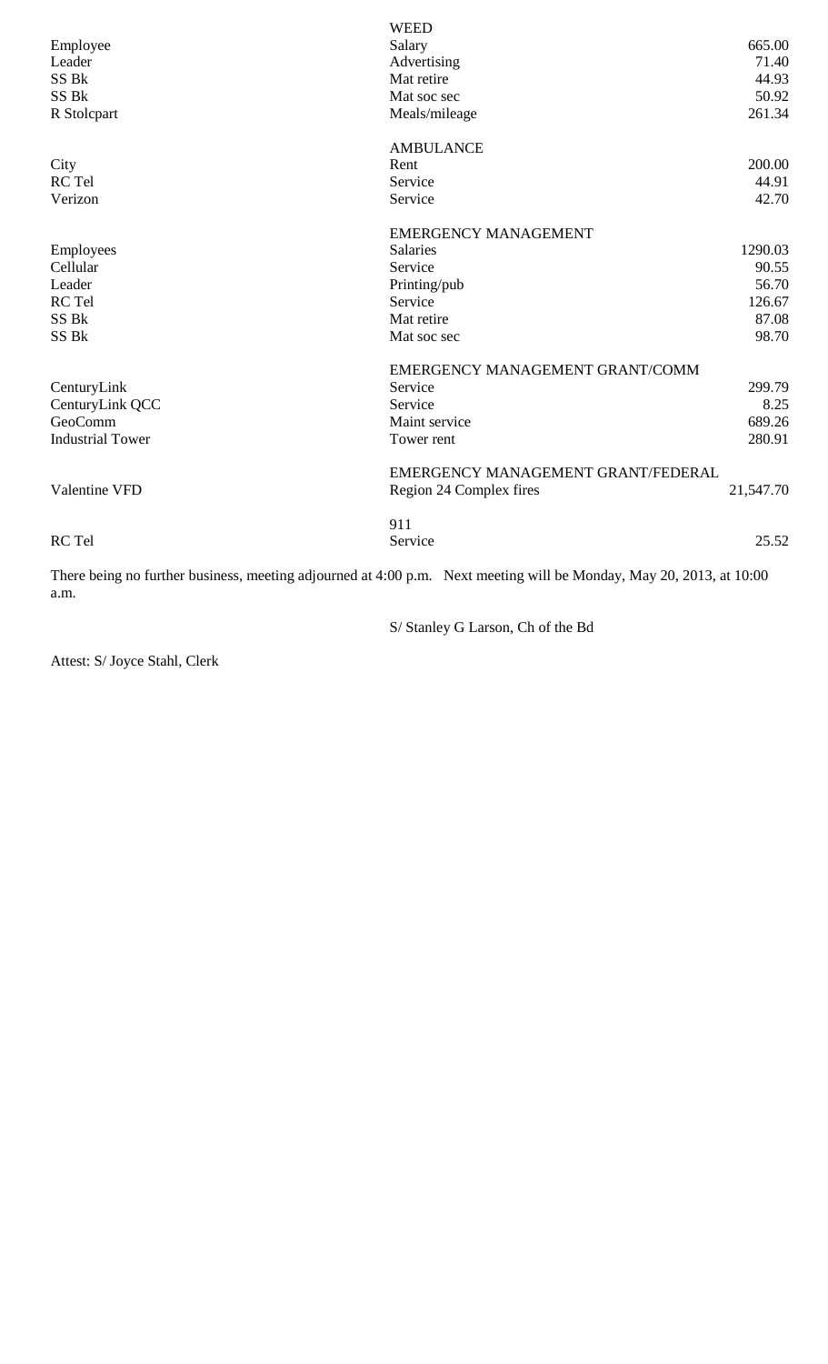| | | |
|---|---|---|
| | WEED | |
| Employee | Salary | 665.00 |
| Leader | Advertising | 71.40 |
| SS Bk | Mat retire | 44.93 |
| SS Bk | Mat soc sec | 50.92 |
| R Stolcpart | Meals/mileage | 261.34 |
| | AMBULANCE | |
| City | Rent | 200.00 |
| RC Tel | Service | 44.91 |
| Verizon | Service | 42.70 |
| | EMERGENCY MANAGEMENT | |
| Employees | Salaries | 1290.03 |
| Cellular | Service | 90.55 |
| Leader | Printing/pub | 56.70 |
| RC Tel | Service | 126.67 |
| SS Bk | Mat retire | 87.08 |
| SS Bk | Mat soc sec | 98.70 |
| | EMERGENCY MANAGEMENT GRANT/COMM | |
| CenturyLink | Service | 299.79 |
| CenturyLink QCC | Service | 8.25 |
| GeoComm | Maint service | 689.26 |
| Industrial Tower | Tower rent | 280.91 |
| | EMERGENCY MANAGEMENT GRANT/FEDERAL | |
| Valentine VFD | Region 24 Complex fires | 21,547.70 |
| | 911 | |
| RC Tel | Service | 25.52 |

There being no further business, meeting adjourned at 4:00 p.m. Next meeting will be Monday, May 20, 2013, at 10:00 a.m.

S/ Stanley G Larson, Ch of the Bd

Attest: S/ Joyce Stahl, Clerk